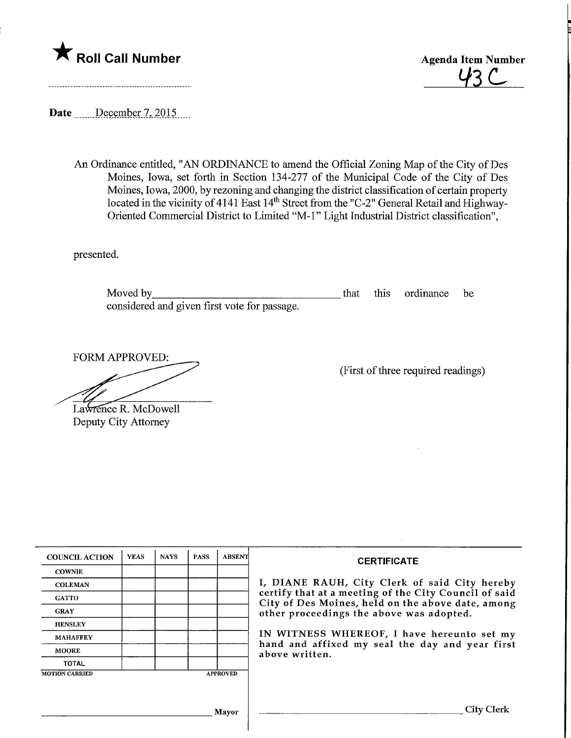★ **Roll Call Number**

**Agenda Item Number**

43 C

**Date** December 7, 2015

An Ordinance entitled, "AN ORDINANCE to amend the Official Zoning Map of the City of Des Moines, Iowa, set forth in Section 134-277 of the Municipal Code of the City of Des Moines, Iowa, 2000, by rezoning and changing the district classification of certain property located in the vicinity of 4141 East 14th Street from the "C-2" General Retail and Highway-Oriented Commercial District to Limited "M-1" Light Industrial District classification",

presented.

Moved by\_\_\_\_\_\_\_\_\_\_\_\_\_\_\_\_\_\_\_\_\_\_\_\_\_\_\_\_\_\_ that this ordinance be considered and given first vote for passage.

FORM APPROVED:

Lawrence R. McDowell
Deputy City Attorney

(First of three required readings)

| COUNCIL ACTION | YEAS | NAYS | PASS | ABSENT |
|---|---|---|---|---|
| COWNIE | | | | |
| COLEMAN | | | | |
| GATTO | | | | |
| GRAY | | | | |
| HENSLEY | | | | |
| MAHAFFEY | | | | |
| MOORE | | | | |
| TOTAL | | | | |

MOTION CARRIED APPROVED

\_\_\_\_\_\_\_\_\_\_\_\_\_\_\_\_\_\_\_\_\_\_\_\_\_\_\_\_\_\_ Mayor

**CERTIFICATE**

I, DIANE RAUH, City Clerk of said City hereby certify that at a meeting of the City Council of said City of Des Moines, held on the above date, among other proceedings the above was adopted.

IN WITNESS WHEREOF, I have hereunto set my hand and affixed my seal the day and year first above written.

\_\_\_\_\_\_\_\_\_\_\_\_\_\_\_\_\_\_\_\_\_\_\_\_\_\_\_\_\_\_ City Clerk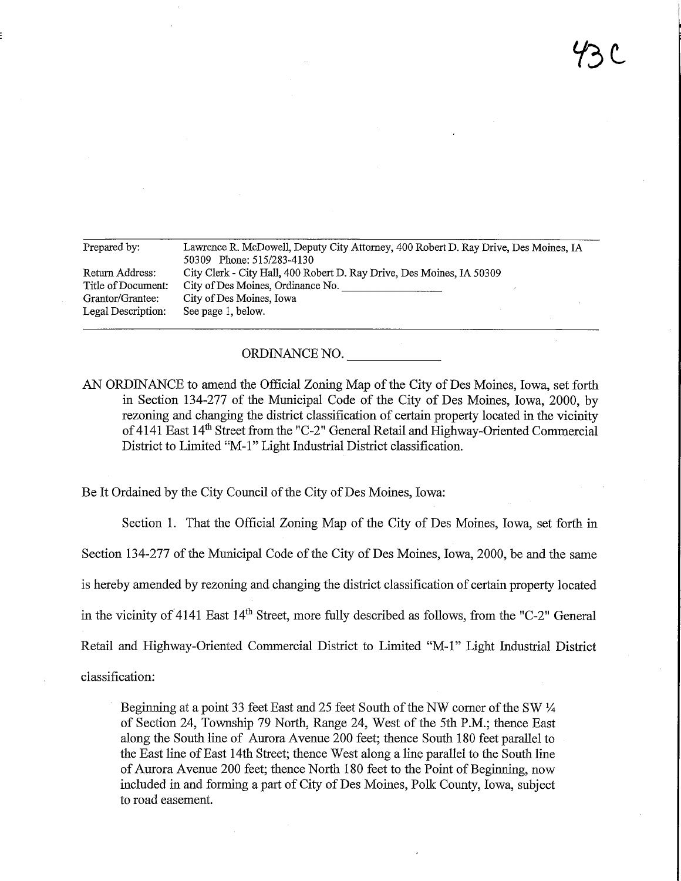43C

| Prepared by: | Lawrence R. McDowell, Deputy City Attorney, 400 Robert D. Ray Drive, Des Moines, IA 50309 Phone: 515/283-4130 |
|---|---|
| Return Address: | City Clerk - City Hall, 400 Robert D. Ray Drive, Des Moines, IA 50309 |
| Title of Document: | City of Des Moines, Ordinance No. ____________ |
| Grantor/Grantee: | City of Des Moines, Iowa |
| Legal Description: | See page 1, below. |

ORDINANCE NO. ____________

AN ORDINANCE to amend the Official Zoning Map of the City of Des Moines, Iowa, set forth in Section 134-277 of the Municipal Code of the City of Des Moines, Iowa, 2000, by rezoning and changing the district classification of certain property located in the vicinity of 4141 East 14th Street from the "C-2" General Retail and Highway-Oriented Commercial District to Limited "M-1" Light Industrial District classification.

Be It Ordained by the City Council of the City of Des Moines, Iowa:

Section 1. That the Official Zoning Map of the City of Des Moines, Iowa, set forth in Section 134-277 of the Municipal Code of the City of Des Moines, Iowa, 2000, be and the same is hereby amended by rezoning and changing the district classification of certain property located in the vicinity of 4141 East 14th Street, more fully described as follows, from the "C-2" General Retail and Highway-Oriented Commercial District to Limited "M-1" Light Industrial District classification:

Beginning at a point 33 feet East and 25 feet South of the NW corner of the SW ¼ of Section 24, Township 79 North, Range 24, West of the 5th P.M.; thence East along the South line of Aurora Avenue 200 feet; thence South 180 feet parallel to the East line of East 14th Street; thence West along a line parallel to the South line of Aurora Avenue 200 feet; thence North 180 feet to the Point of Beginning, now included in and forming a part of City of Des Moines, Polk County, Iowa, subject to road easement.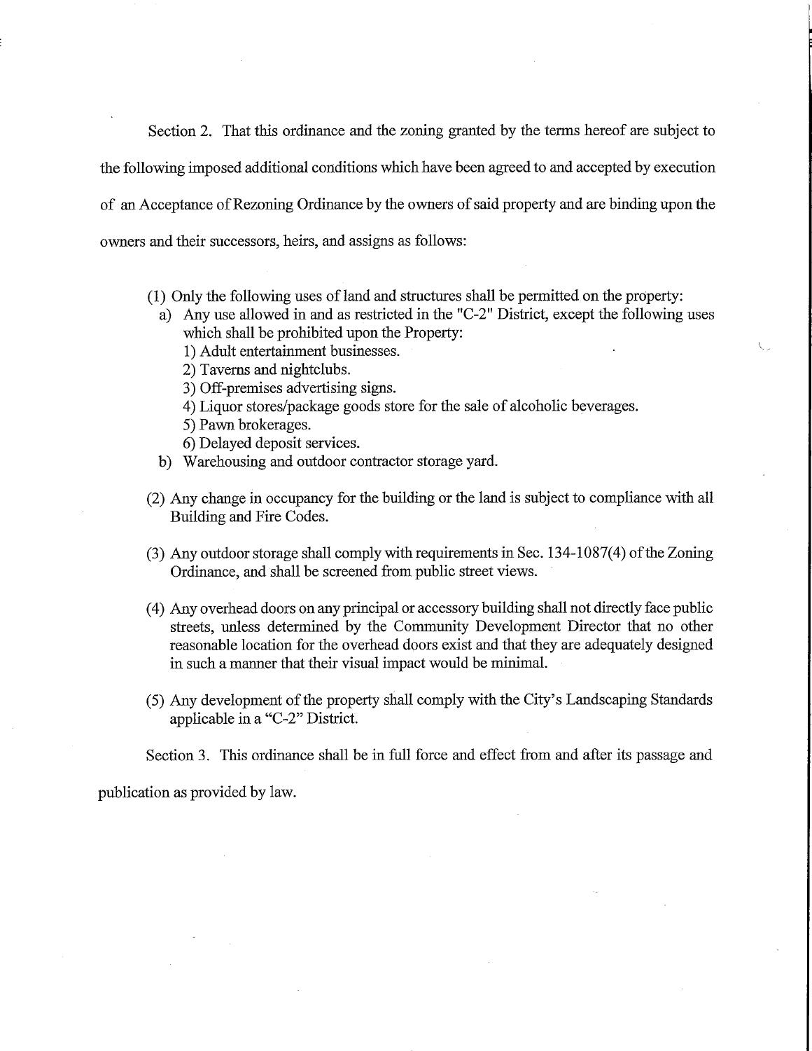Section 2. That this ordinance and the zoning granted by the terms hereof are subject to the following imposed additional conditions which have been agreed to and accepted by execution of an Acceptance of Rezoning Ordinance by the owners of said property and are binding upon the owners and their successors, heirs, and assigns as follows:

(1) Only the following uses of land and structures shall be permitted on the property:
  a) Any use allowed in and as restricted in the "C-2" District, except the following uses which shall be prohibited upon the Property:
    1) Adult entertainment businesses.
    2) Taverns and nightclubs.
    3) Off-premises advertising signs.
    4) Liquor stores/package goods store for the sale of alcoholic beverages.
    5) Pawn brokerages.
    6) Delayed deposit services.
  b) Warehousing and outdoor contractor storage yard.

(2) Any change in occupancy for the building or the land is subject to compliance with all Building and Fire Codes.

(3) Any outdoor storage shall comply with requirements in Sec. 134-1087(4) of the Zoning Ordinance, and shall be screened from public street views.

(4) Any overhead doors on any principal or accessory building shall not directly face public streets, unless determined by the Community Development Director that no other reasonable location for the overhead doors exist and that they are adequately designed in such a manner that their visual impact would be minimal.

(5) Any development of the property shall comply with the City's Landscaping Standards applicable in a "C-2" District.

Section 3. This ordinance shall be in full force and effect from and after its passage and publication as provided by law.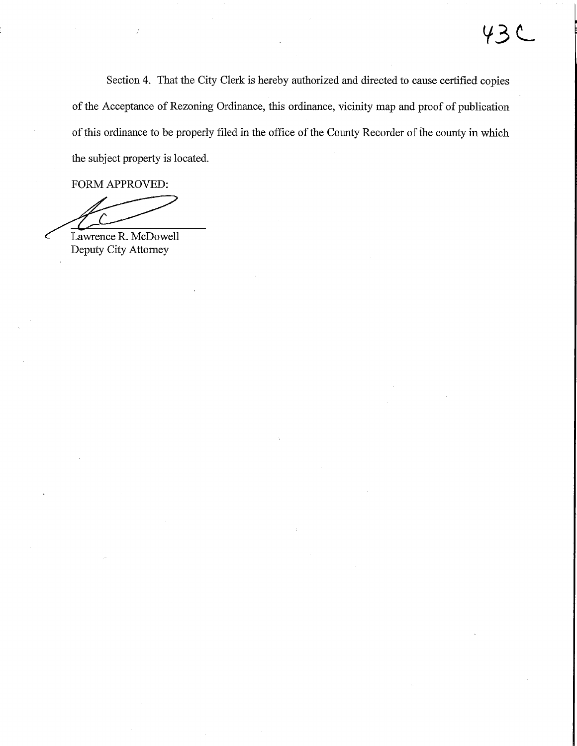Section 4. That the City Clerk is hereby authorized and directed to cause certified copies of the Acceptance of Rezoning Ordinance, this ordinance, vicinity map and proof of publication of this ordinance to be properly filed in the office of the County Recorder of the county in which the subject property is located.

FORM APPROVED:

Lawrence R. McDowell
Deputy City Attorney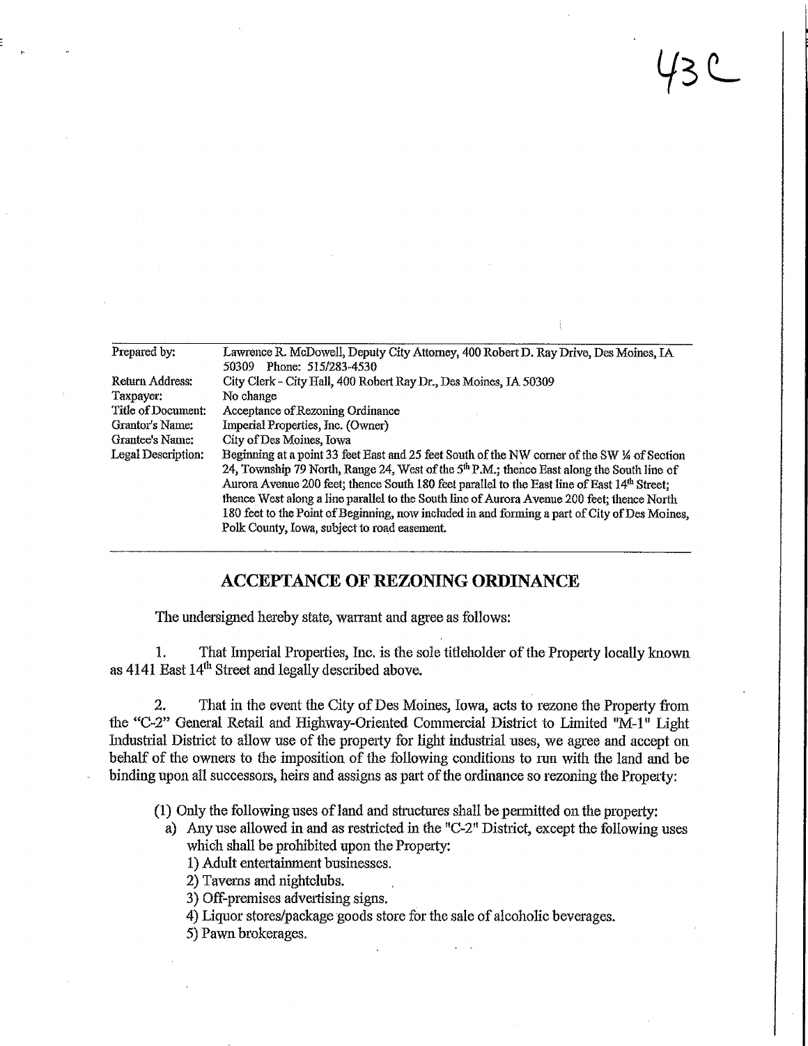43C

| | |
|---|---|
| Prepared by: | Lawrence R. McDowell, Deputy City Attorney, 400 Robert D. Ray Drive, Des Moines, IA 50309 Phone: 515/283-4530 |
| Return Address: | City Clerk - City Hall, 400 Robert Ray Dr., Des Moines, IA 50309 |
| Taxpayer: | No change |
| Title of Document: | Acceptance of Rezoning Ordinance |
| Grantor's Name: | Imperial Properties, Inc. (Owner) |
| Grantee's Name: | City of Des Moines, Iowa |
| Legal Description: | Beginning at a point 33 feet East and 25 feet South of the NW corner of the SW ¼ of Section 24, Township 79 North, Range 24, West of the 5th P.M.; thence East along the South line of Aurora Avenue 200 feet; thence South 180 feet parallel to the East line of East 14th Street; thence West along a line parallel to the South line of Aurora Avenue 200 feet; thence North 180 feet to the Point of Beginning, now included in and forming a part of City of Des Moines, Polk County, Iowa, subject to road easement. |

## ACCEPTANCE OF REZONING ORDINANCE

The undersigned hereby state, warrant and agree as follows:

1. That Imperial Properties, Inc. is the sole titleholder of the Property locally known as 4141 East 14th Street and legally described above.

2. That in the event the City of Des Moines, Iowa, acts to rezone the Property from the "C-2" General Retail and Highway-Oriented Commercial District to Limited "M-1" Light Industrial District to allow use of the property for light industrial uses, we agree and accept on behalf of the owners to the imposition of the following conditions to run with the land and be binding upon all successors, heirs and assigns as part of the ordinance so rezoning the Property:

(1) Only the following uses of land and structures shall be permitted on the property:

a) Any use allowed in and as restricted in the "C-2" District, except the following uses which shall be prohibited upon the Property:
   1) Adult entertainment businesses.
   2) Taverns and nightclubs.
   3) Off-premises advertising signs.
   4) Liquor stores/package goods store for the sale of alcoholic beverages.
   5) Pawn brokerages.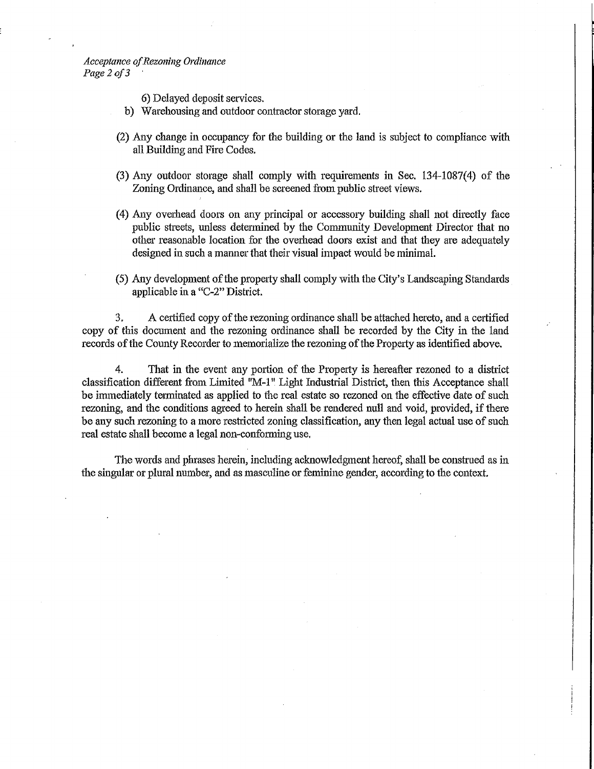6) Delayed deposit services.

b) Warehousing and outdoor contractor storage yard.

(2) Any change in occupancy for the building or the land is subject to compliance with all Building and Fire Codes.

(3) Any outdoor storage shall comply with requirements in Sec. 134-1087(4) of the Zoning Ordinance, and shall be screened from public street views.

(4) Any overhead doors on any principal or accessory building shall not directly face public streets, unless determined by the Community Development Director that no other reasonable location for the overhead doors exist and that they are adequately designed in such a manner that their visual impact would be minimal.

(5) Any development of the property shall comply with the City's Landscaping Standards applicable in a "C-2" District.

3. A certified copy of the rezoning ordinance shall be attached hereto, and a certified copy of this document and the rezoning ordinance shall be recorded by the City in the land records of the County Recorder to memorialize the rezoning of the Property as identified above.

4. That in the event any portion of the Property is hereafter rezoned to a district classification different from Limited "M-1" Light Industrial District, then this Acceptance shall be immediately terminated as applied to the real estate so rezoned on the effective date of such rezoning, and the conditions agreed to herein shall be rendered null and void, provided, if there be any such rezoning to a more restricted zoning classification, any then legal actual use of such real estate shall become a legal non-conforming use.

The words and phrases herein, including acknowledgment hereof, shall be construed as in the singular or plural number, and as masculine or feminine gender, according to the context.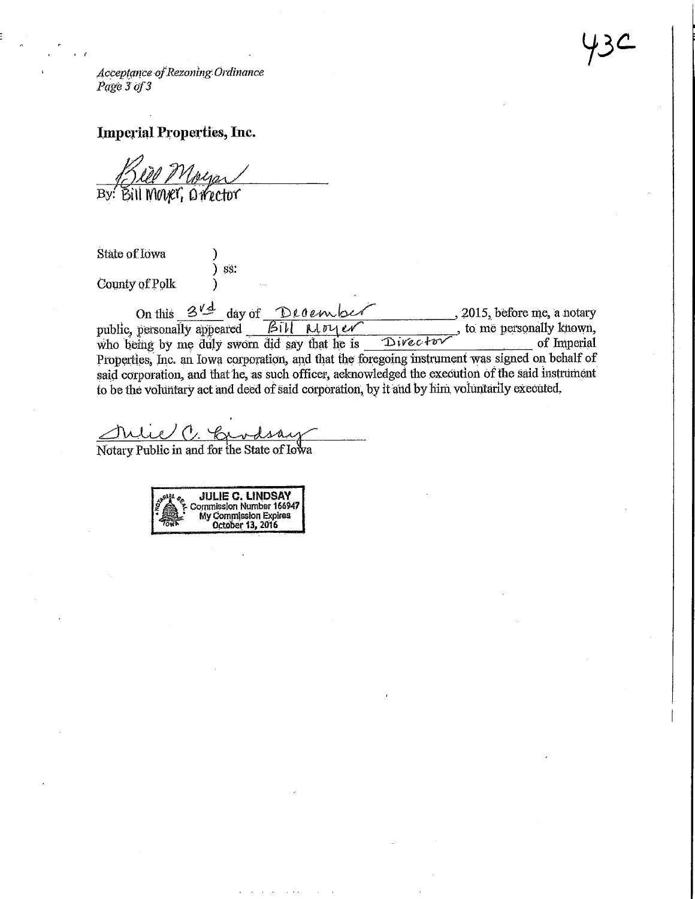43C

*Acceptance of Rezoning Ordinance*
*Page 3 of 3*

**Imperial Properties, Inc.**

Bill Moyer

By: Bill Moyer, Director

State of Iowa )
) ss:
County of Polk )

On this 3rd day of December, 2015, before me, a notary public, personally appeared Bill Moyer, to me personally known, who being by me duly sworn did say that he is Director of Imperial Properties, Inc. an Iowa corporation, and that the foregoing instrument was signed on behalf of said corporation, and that he, as such officer, acknowledged the execution of the said instrument to be the voluntary act and deed of said corporation, by it and by him voluntarily executed.

Julie C. Lindsay

Notary Public in and for the State of Iowa

JULIE C. LINDSAY
Commission Number 166947
My Commission Expires
October 13, 2016